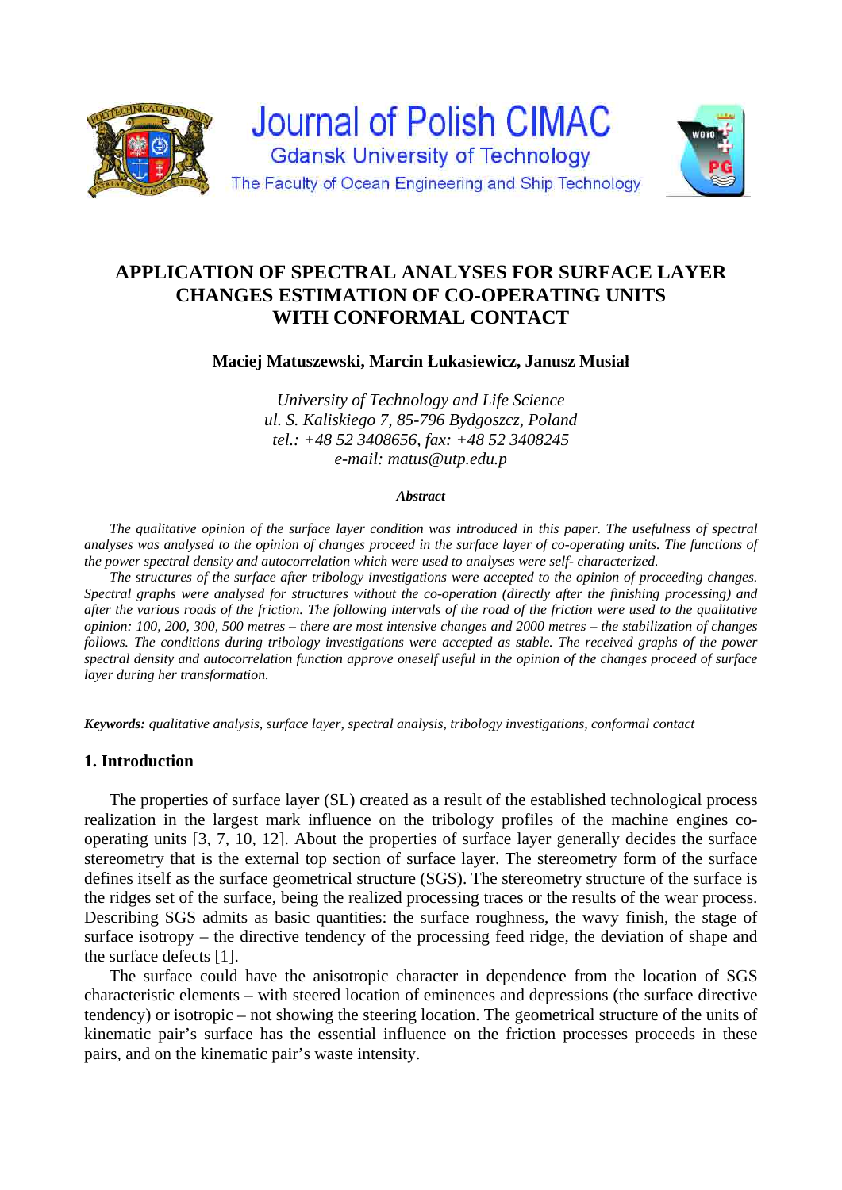Journal of Polish CIMAC

Gdansk University of Technology

The Faculty of Ocean Engineering and Ship Technology

# APPLICATION OF SPECTRAL ANALYSES FOR SURFACE LAYER CHANGES ESTIMATION OF CO-OPERATING UNITS WITH CONFORMAL CONTACT

**Maciej Matuszewski, Marcin Łukasiewicz, Janusz Musiał**

*University of Technology and Life Science*
*ul. S. Kaliskiego 7, 85-796 Bydgoszcz, Poland*
*tel.: +48 52 3408656, fax: +48 52 3408245*
*e-mail: matus@utp.edu.p*

***Abstract***

*The qualitative opinion of the surface layer condition was introduced in this paper. The usefulness of spectral analyses was analysed to the opinion of changes proceed in the surface layer of co-operating units. The functions of the power spectral density and autocorrelation which were used to analyses were self- characterized.*

*The structures of the surface after tribology investigations were accepted to the opinion of proceeding changes. Spectral graphs were analysed for structures without the co-operation (directly after the finishing processing) and after the various roads of the friction. The following intervals of the road of the friction were used to the qualitative opinion: 100, 200, 300, 500 metres – there are most intensive changes and 2000 metres – the stabilization of changes follows. The conditions during tribology investigations were accepted as stable. The received graphs of the power spectral density and autocorrelation function approve oneself useful in the opinion of the changes proceed of surface layer during her transformation.*

***Keywords:*** *qualitative analysis, surface layer, spectral analysis, tribology investigations, conformal contact*

## 1. Introduction

The properties of surface layer (SL) created as a result of the established technological process realization in the largest mark influence on the tribology profiles of the machine engines co-operating units [3, 7, 10, 12]. About the properties of surface layer generally decides the surface stereometry that is the external top section of surface layer. The stereometry form of the surface defines itself as the surface geometrical structure (SGS). The stereometry structure of the surface is the ridges set of the surface, being the realized processing traces or the results of the wear process. Describing SGS admits as basic quantities: the surface roughness, the wavy finish, the stage of surface isotropy – the directive tendency of the processing feed ridge, the deviation of shape and the surface defects [1].

The surface could have the anisotropic character in dependence from the location of SGS characteristic elements – with steered location of eminences and depressions (the surface directive tendency) or isotropic – not showing the steering location. The geometrical structure of the units of kinematic pair's surface has the essential influence on the friction processes proceeds in these pairs, and on the kinematic pair's waste intensity.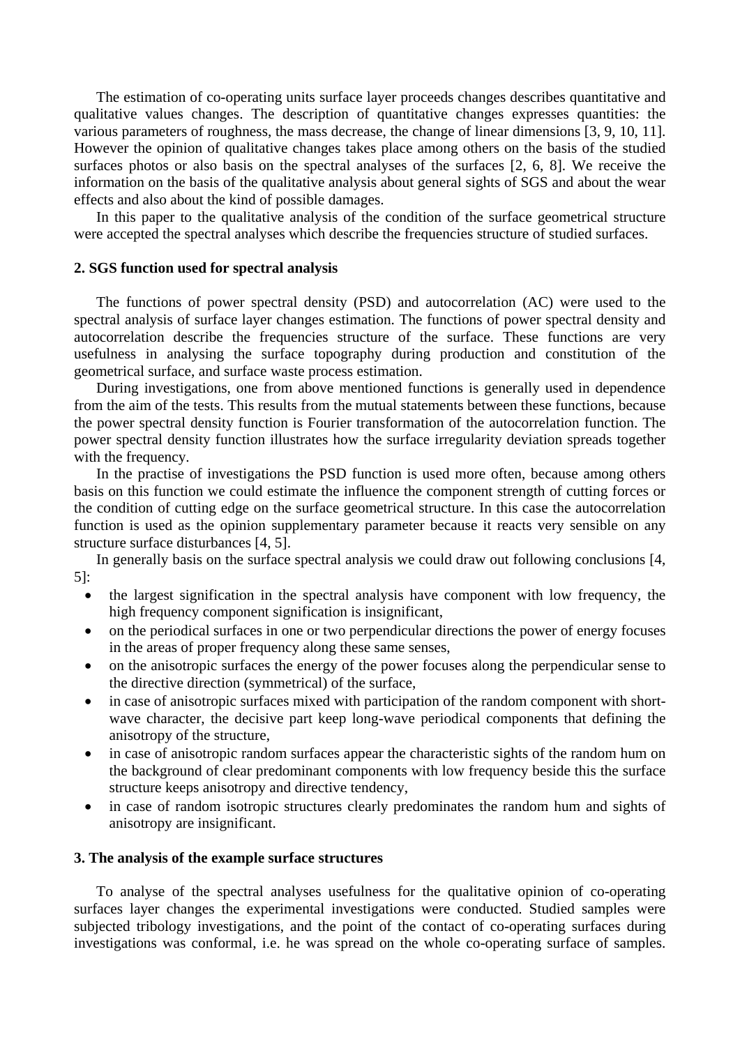The estimation of co-operating units surface layer proceeds changes describes quantitative and qualitative values changes. The description of quantitative changes expresses quantities: the various parameters of roughness, the mass decrease, the change of linear dimensions [3, 9, 10, 11]. However the opinion of qualitative changes takes place among others on the basis of the studied surfaces photos or also basis on the spectral analyses of the surfaces [2, 6, 8]. We receive the information on the basis of the qualitative analysis about general sights of SGS and about the wear effects and also about the kind of possible damages.

In this paper to the qualitative analysis of the condition of the surface geometrical structure were accepted the spectral analyses which describe the frequencies structure of studied surfaces.

## 2. SGS function used for spectral analysis

The functions of power spectral density (PSD) and autocorrelation (AC) were used to the spectral analysis of surface layer changes estimation. The functions of power spectral density and autocorrelation describe the frequencies structure of the surface. These functions are very usefulness in analysing the surface topography during production and constitution of the geometrical surface, and surface waste process estimation.

During investigations, one from above mentioned functions is generally used in dependence from the aim of the tests. This results from the mutual statements between these functions, because the power spectral density function is Fourier transformation of the autocorrelation function. The power spectral density function illustrates how the surface irregularity deviation spreads together with the frequency.

In the practise of investigations the PSD function is used more often, because among others basis on this function we could estimate the influence the component strength of cutting forces or the condition of cutting edge on the surface geometrical structure. In this case the autocorrelation function is used as the opinion supplementary parameter because it reacts very sensible on any structure surface disturbances [4, 5].

In generally basis on the surface spectral analysis we could draw out following conclusions [4, 5]:

- the largest signification in the spectral analysis have component with low frequency, the high frequency component signification is insignificant,
- on the periodical surfaces in one or two perpendicular directions the power of energy focuses in the areas of proper frequency along these same senses,
- on the anisotropic surfaces the energy of the power focuses along the perpendicular sense to the directive direction (symmetrical) of the surface,
- in case of anisotropic surfaces mixed with participation of the random component with short-wave character, the decisive part keep long-wave periodical components that defining the anisotropy of the structure,
- in case of anisotropic random surfaces appear the characteristic sights of the random hum on the background of clear predominant components with low frequency beside this the surface structure keeps anisotropy and directive tendency,
- in case of random isotropic structures clearly predominates the random hum and sights of anisotropy are insignificant.

## 3. The analysis of the example surface structures

To analyse of the spectral analyses usefulness for the qualitative opinion of co-operating surfaces layer changes the experimental investigations were conducted. Studied samples were subjected tribology investigations, and the point of the contact of co-operating surfaces during investigations was conformal, i.e. he was spread on the whole co-operating surface of samples.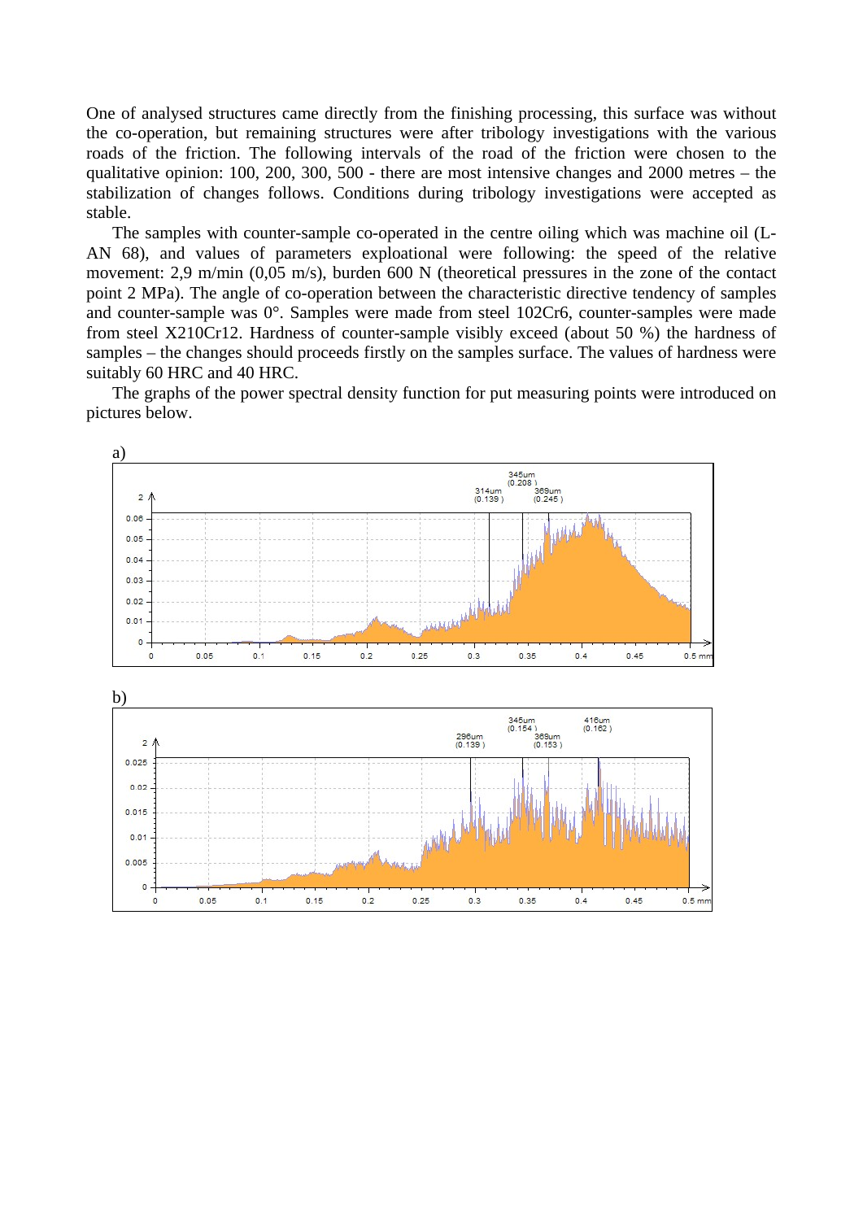One of analysed structures came directly from the finishing processing, this surface was without the co-operation, but remaining structures were after tribology investigations with the various roads of the friction. The following intervals of the road of the friction were chosen to the qualitative opinion: 100, 200, 300, 500 - there are most intensive changes and 2000 metres – the stabilization of changes follows. Conditions during tribology investigations were accepted as stable.

The samples with counter-sample co-operated in the centre oiling which was machine oil (L-AN 68), and values of parameters exploational were following: the speed of the relative movement: 2,9 m/min (0,05 m/s), burden 600 N (theoretical pressures in the zone of the contact point 2 MPa). The angle of co-operation between the characteristic directive tendency of samples and counter-sample was 0°. Samples were made from steel 102Cr6, counter-samples were made from steel X210Cr12. Hardness of counter-sample visibly exceed (about 50 %) the hardness of samples – the changes should proceeds firstly on the samples surface. The values of hardness were suitably 60 HRC and 40 HRC.

The graphs of the power spectral density function for put measuring points were introduced on pictures below.

a)

b)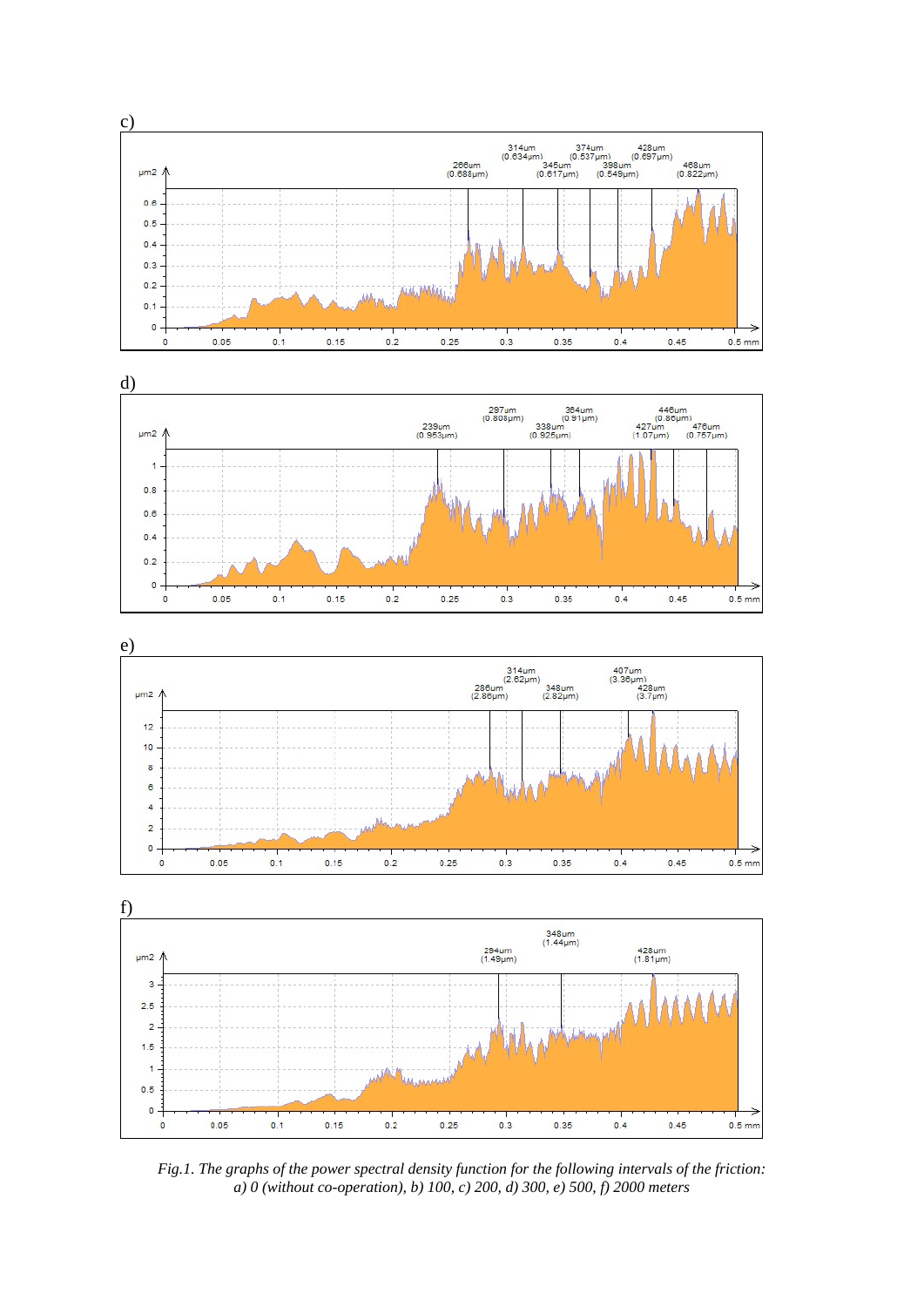c)

d)

e)

f)

*Fig.1. The graphs of the power spectral density function for the following intervals of the friction: a) 0 (without co-operation), b) 100, c) 200, d) 300, e) 500, f) 2000 meters*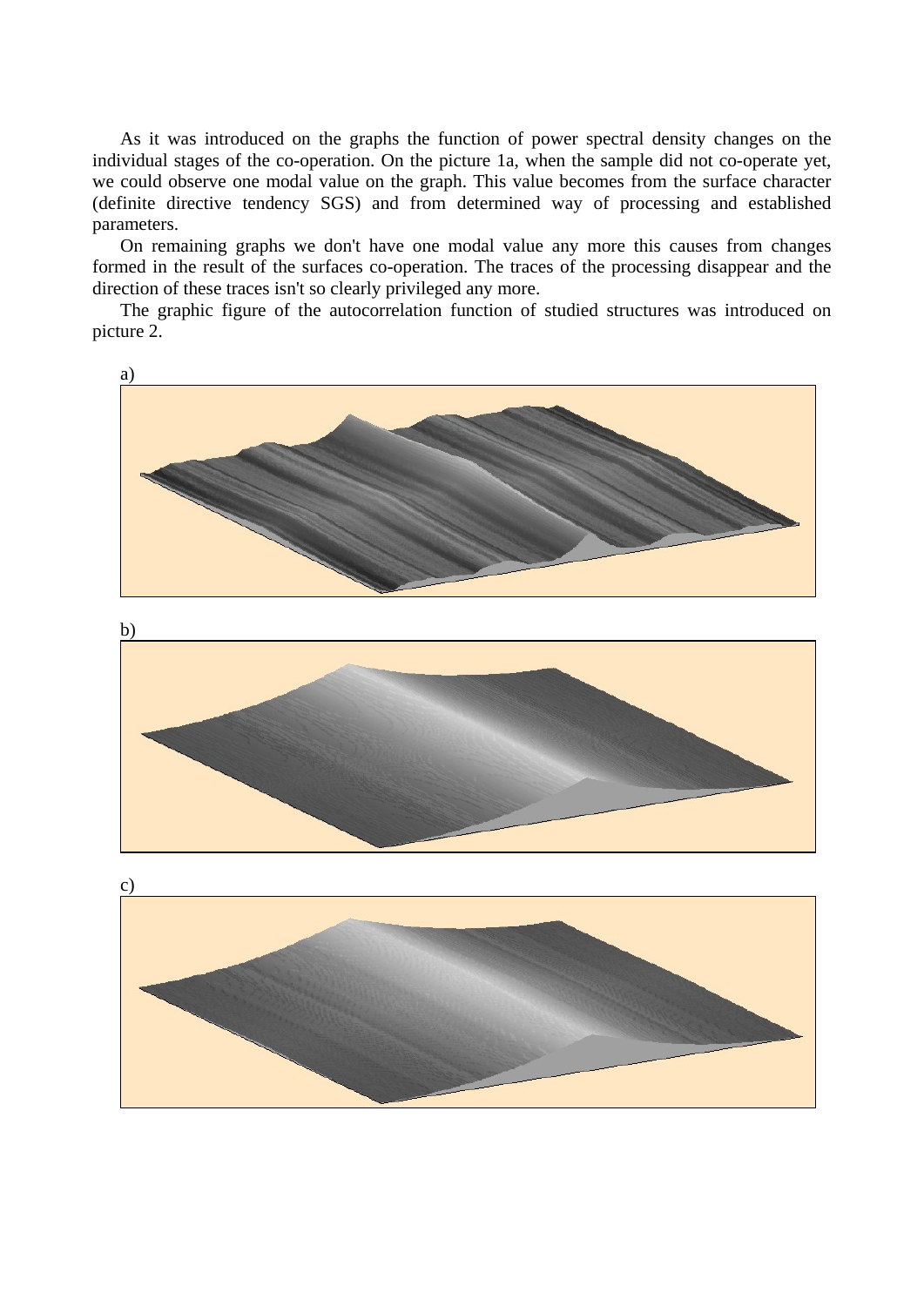As it was introduced on the graphs the function of power spectral density changes on the individual stages of the co-operation. On the picture 1a, when the sample did not co-operate yet, we could observe one modal value on the graph. This value becomes from the surface character (definite directive tendency SGS) and from determined way of processing and established parameters.

On remaining graphs we don't have one modal value any more this causes from changes formed in the result of the surfaces co-operation. The traces of the processing disappear and the direction of these traces isn't so clearly privileged any more.

The graphic figure of the autocorrelation function of studied structures was introduced on picture 2.

a)

b)

c)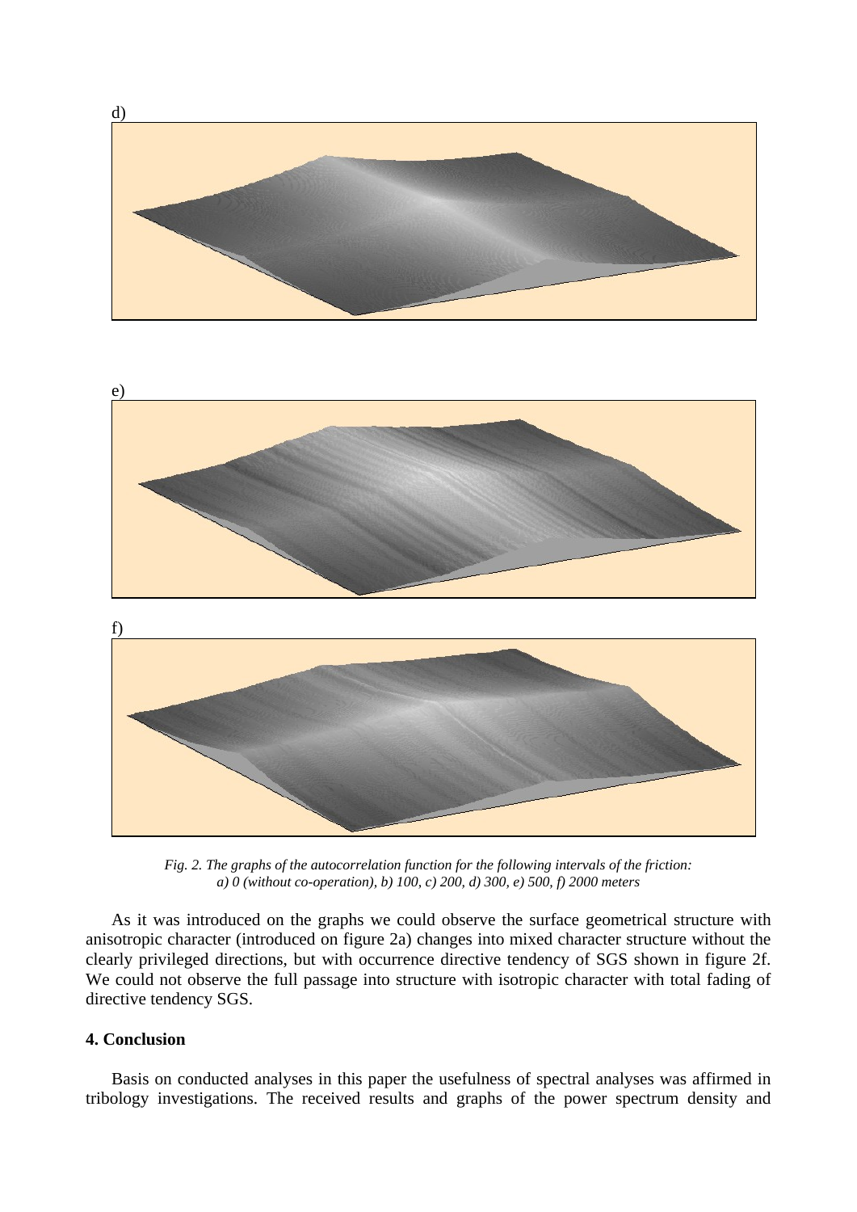d)

e)

f)

*Fig. 2. The graphs of the autocorrelation function for the following intervals of the friction: a) 0 (without co-operation), b) 100, c) 200, d) 300, e) 500, f) 2000 meters*

As it was introduced on the graphs we could observe the surface geometrical structure with anisotropic character (introduced on figure 2a) changes into mixed character structure without the clearly privileged directions, but with occurrence directive tendency of SGS shown in figure 2f. We could not observe the full passage into structure with isotropic character with total fading of directive tendency SGS.

## 4. Conclusion

Basis on conducted analyses in this paper the usefulness of spectral analyses was affirmed in tribology investigations. The received results and graphs of the power spectrum density and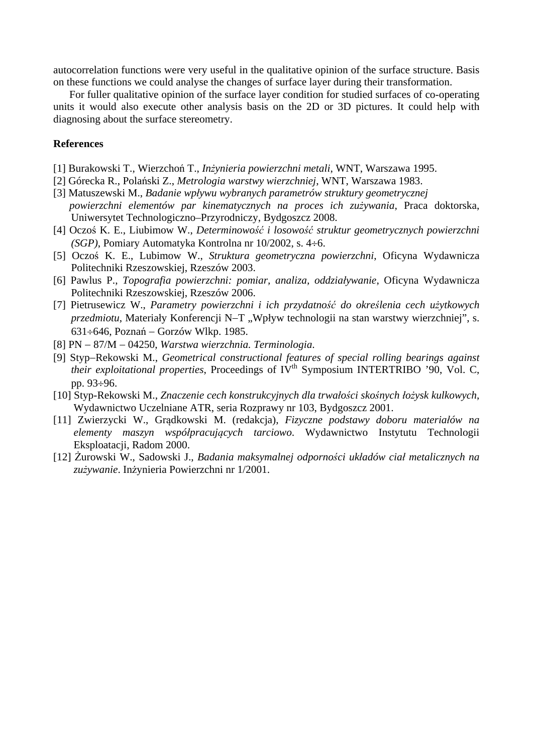autocorrelation functions were very useful in the qualitative opinion of the surface structure. Basis on these functions we could analyse the changes of surface layer during their transformation.

For fuller qualitative opinion of the surface layer condition for studied surfaces of co-operating units it would also execute other analysis basis on the 2D or 3D pictures. It could help with diagnosing about the surface stereometry.

**References**

[1] Burakowski T., Wierzchoń T., *Inżynieria powierzchni metali*, WNT, Warszawa 1995.

[2] Górecka R., Polański Z., *Metrologia warstwy wierzchniej*, WNT, Warszawa 1983.

[3] Matuszewski M., *Badanie wpływu wybranych parametrów struktury geometrycznej powierzchni elementów par kinematycznych na proces ich zużywania*, Praca doktorska, Uniwersytet Technologiczno–Przyrodniczy, Bydgoszcz 2008.

[4] Oczoś K. E., Liubimow W., *Determinowość i losowość struktur geometrycznych powierzchni (SGP)*, Pomiary Automatyka Kontrolna nr 10/2002, s. 4÷6.

[5] Oczoś K. E., Lubimow W., *Struktura geometryczna powierzchni*, Oficyna Wydawnicza Politechniki Rzeszowskiej, Rzeszów 2003.

[6] Pawlus P., *Topografia powierzchni: pomiar, analiza, oddziaływanie*, Oficyna Wydawnicza Politechniki Rzeszowskiej, Rzeszów 2006.

[7] Pietrusewicz W., *Parametry powierzchni i ich przydatność do określenia cech użytkowych przedmiotu*, Materiały Konferencji N–T „Wpływ technologii na stan warstwy wierzchniej", s. 631÷646, Poznań – Gorzów Wlkp. 1985.

[8] PN – 87/M – 04250, *Warstwa wierzchnia. Terminologia.*

[9] Styp–Rekowski M., *Geometrical constructional features of special rolling bearings against their exploitational properties*, Proceedings of IV$^{th}$ Symposium INTERTRIBO '90, Vol. C, pp. 93÷96.

[10] Styp-Rekowski M., *Znaczenie cech konstrukcyjnych dla trwałości skośnych łożysk kulkowych*, Wydawnictwo Uczelniane ATR, seria Rozprawy nr 103, Bydgoszcz 2001.

[11] Zwierzycki W., Grądkowski M. (redakcja), *Fizyczne podstawy doboru materiałów na elementy maszyn współpracujących tarciowo*. Wydawnictwo Instytutu Technologii Eksploatacji, Radom 2000.

[12] Żurowski W., Sadowski J., *Badania maksymalnej odporności układów ciał metalicznych na zużywanie*. Inżynieria Powierzchni nr 1/2001.